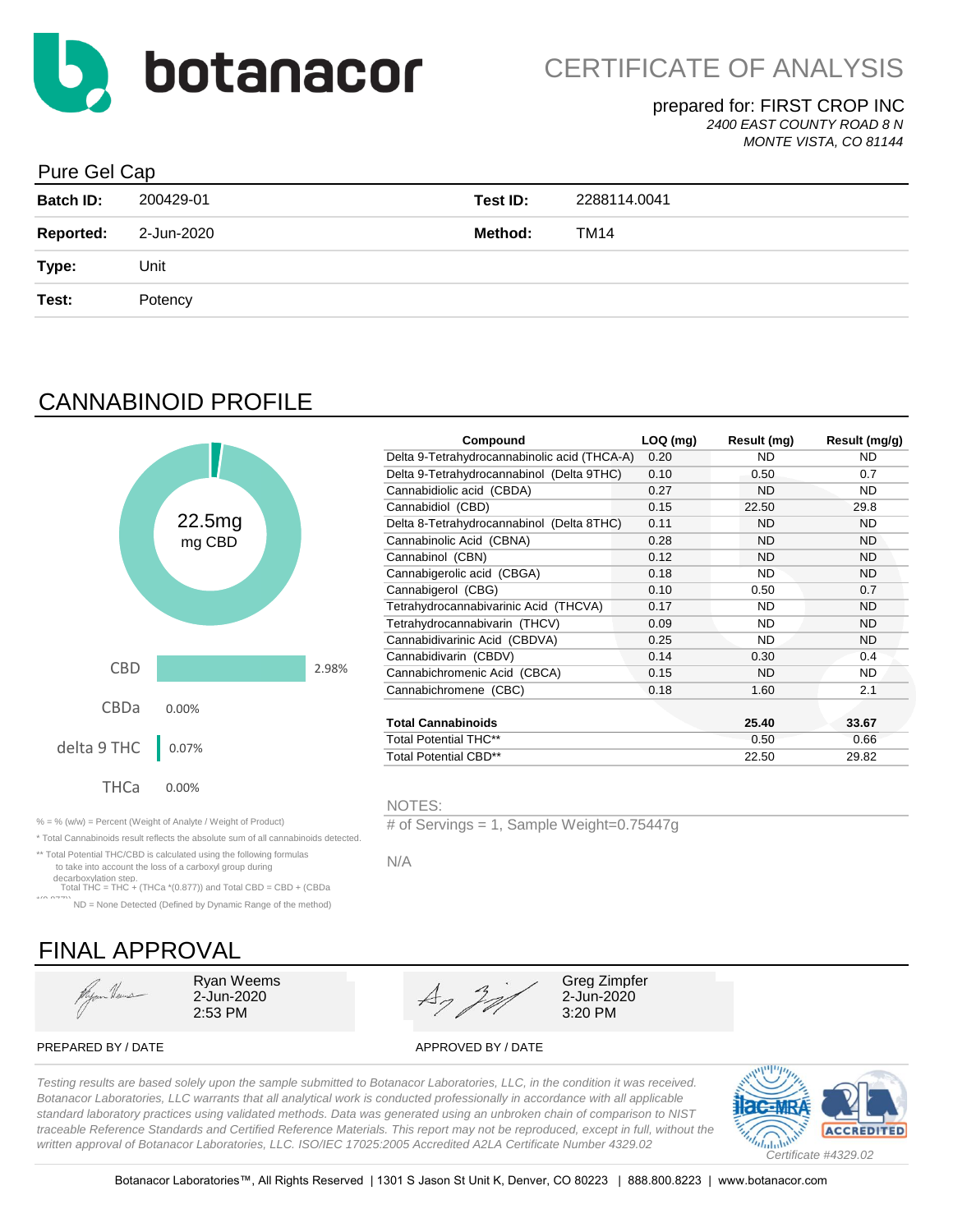# botanacor

## CERTIFICATE OF ANALYSIS

prepared for: FIRST CROP INC
*2400 EAST COUNTY ROAD 8 N*
*MONTE VISTA, CO 81144*

## Pure Gel Cap

| | | | |
|---|---|---|---|
| **Batch ID:** | 200429-01 | **Test ID:** | 2288114.0041 |
| **Reported:** | 2-Jun-2020 | **Method:** | TM14 |
| **Type:** | Unit | | |
| **Test:** | Potency | | |

## CANNABINOID PROFILE

22.5mg
mg CBD

| | |
|---|---|
| CBD | 2.98% |
| CBDa | 0.00% |
| delta 9 THC | 0.07% |
| THCa | 0.00% |

| Compound | LOQ (mg) | Result (mg) | Result (mg/g) |
|---|---|---|---|
| Delta 9-Tetrahydrocannabinolic acid (THCA-A) | 0.20 | ND | ND |
| Delta 9-Tetrahydrocannabinol (Delta 9THC) | 0.10 | 0.50 | 0.7 |
| Cannabidiolic acid (CBDA) | 0.27 | ND | ND |
| Cannabidiol (CBD) | 0.15 | 22.50 | 29.8 |
| Delta 8-Tetrahydrocannabinol (Delta 8THC) | 0.11 | ND | ND |
| Cannabinolic Acid (CBNA) | 0.28 | ND | ND |
| Cannabinol (CBN) | 0.12 | ND | ND |
| Cannabigerolic acid (CBGA) | 0.18 | ND | ND |
| Cannabigerol (CBG) | 0.10 | 0.50 | 0.7 |
| Tetrahydrocannabivarinic Acid (THCVA) | 0.17 | ND | ND |
| Tetrahydrocannabivarin (THCV) | 0.09 | ND | ND |
| Cannabidivarinic Acid (CBDVA) | 0.25 | ND | ND |
| Cannabidivarin (CBDV) | 0.14 | 0.30 | 0.4 |
| Cannabichromenic Acid (CBCA) | 0.15 | ND | ND |
| Cannabichromene (CBC) | 0.18 | 1.60 | 2.1 |
| **Total Cannabinoids** | | **25.40** | **33.67** |
| Total Potential THC** | | 0.50 | 0.66 |
| Total Potential CBD** | | 22.50 | 29.82 |

% = % (w/w) = Percent (Weight of Analyte / Weight of Product)

* Total Cannabinoids result reflects the absolute sum of all cannabinoids detected.

** Total Potential THC/CBD is calculated using the following formulas to take into account the loss of a carboxyl group during decarboxylation step.
Total THC = THC + (THCa *(0.877)) and Total CBD = CBD + (CBDa *(0.877))

ND = None Detected (Defined by Dynamic Range of the method)

NOTES:

# of Servings = 1, Sample Weight=0.75447g

N/A

## FINAL APPROVAL

| | |
|---|---|
| Ryan Weems<br>2-Jun-2020<br>2:53 PM | Greg Zimpfer<br>2-Jun-2020<br>3:20 PM |
| PREPARED BY / DATE | APPROVED BY / DATE |

*Testing results are based solely upon the sample submitted to Botanacor Laboratories, LLC, in the condition it was received. Botanacor Laboratories, LLC warrants that all analytical work is conducted professionally in accordance with all applicable standard laboratory practices using validated methods. Data was generated using an unbroken chain of comparison to NIST traceable Reference Standards and Certified Reference Materials. This report may not be reproduced, except in full, without the written approval of Botanacor Laboratories, LLC. ISO/IEC 17025:2005 Accredited A2LA Certificate Number 4329.02*

ilac-MRA A2LA ACCREDITED
*Certificate #4329.02*

Botanacor Laboratories™, All Rights Reserved | 1301 S Jason St Unit K, Denver, CO 80223 | 888.800.8223 | www.botanacor.com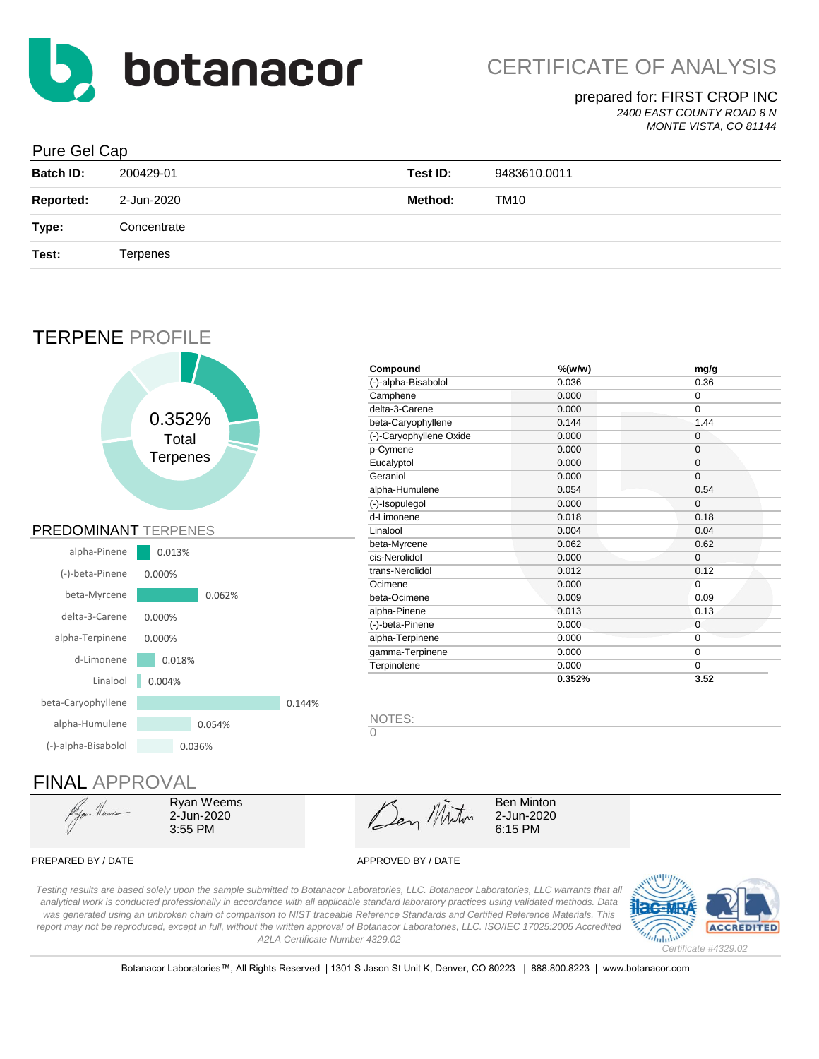# botanacor

## CERTIFICATE OF ANALYSIS

prepared for: FIRST CROP INC
*2400 EAST COUNTY ROAD 8 N*
*MONTE VISTA, CO 81144*

### Pure Gel Cap

| | | | |
|---|---|---|---|
| **Batch ID:** | 200429-01 | **Test ID:** | 9483610.0011 |
| **Reported:** | 2-Jun-2020 | **Method:** | TM10 |
| **Type:** | Concentrate | | |
| **Test:** | Terpenes | | |

## TERPENE PROFILE

0.352% Total Terpenes

### PREDOMINANT TERPENES

| Terpene | % |
|---|---|
| alpha-Pinene | 0.013% |
| (-)-beta-Pinene | 0.000% |
| beta-Myrcene | 0.062% |
| delta-3-Carene | 0.000% |
| alpha-Terpinene | 0.000% |
| d-Limonene | 0.018% |
| Linalool | 0.004% |
| beta-Caryophyllene | 0.144% |
| alpha-Humulene | 0.054% |
| (-)-alpha-Bisabolol | 0.036% |

| Compound | %(w/w) | mg/g |
|---|---|---|
| (-)-alpha-Bisabolol | 0.036 | 0.36 |
| Camphene | 0.000 | 0 |
| delta-3-Carene | 0.000 | 0 |
| beta-Caryophyllene | 0.144 | 1.44 |
| (-)-Caryophyllene Oxide | 0.000 | 0 |
| p-Cymene | 0.000 | 0 |
| Eucalyptol | 0.000 | 0 |
| Geraniol | 0.000 | 0 |
| alpha-Humulene | 0.054 | 0.54 |
| (-)-Isopulegol | 0.000 | 0 |
| d-Limonene | 0.018 | 0.18 |
| Linalool | 0.004 | 0.04 |
| beta-Myrcene | 0.062 | 0.62 |
| cis-Nerolidol | 0.000 | 0 |
| trans-Nerolidol | 0.012 | 0.12 |
| Ocimene | 0.000 | 0 |
| beta-Ocimene | 0.009 | 0.09 |
| alpha-Pinene | 0.013 | 0.13 |
| (-)-beta-Pinene | 0.000 | 0 |
| alpha-Terpinene | 0.000 | 0 |
| gamma-Terpinene | 0.000 | 0 |
| Terpinolene | 0.000 | 0 |
| | **0.352%** | **3.52** |

NOTES:
0

## FINAL APPROVAL

| PREPARED BY / DATE | APPROVED BY / DATE |
|---|---|
| Ryan Weems<br>2-Jun-2020<br>3:55 PM | Ben Minton<br>2-Jun-2020<br>6:15 PM |

*Testing results are based solely upon the sample submitted to Botanacor Laboratories, LLC. Botanacor Laboratories, LLC warrants that all analytical work is conducted professionally in accordance with all applicable standard laboratory practices using validated methods. Data was generated using an unbroken chain of comparison to NIST traceable Reference Standards and Certified Reference Materials. This report may not be reproduced, except in full, without the written approval of Botanacor Laboratories, LLC. ISO/IEC 17025:2005 Accredited A2LA Certificate Number 4329.02*

*Certificate #4329.02*

Botanacor Laboratories™, All Rights Reserved | 1301 S Jason St Unit K, Denver, CO 80223 | 888.800.8223 | www.botanacor.com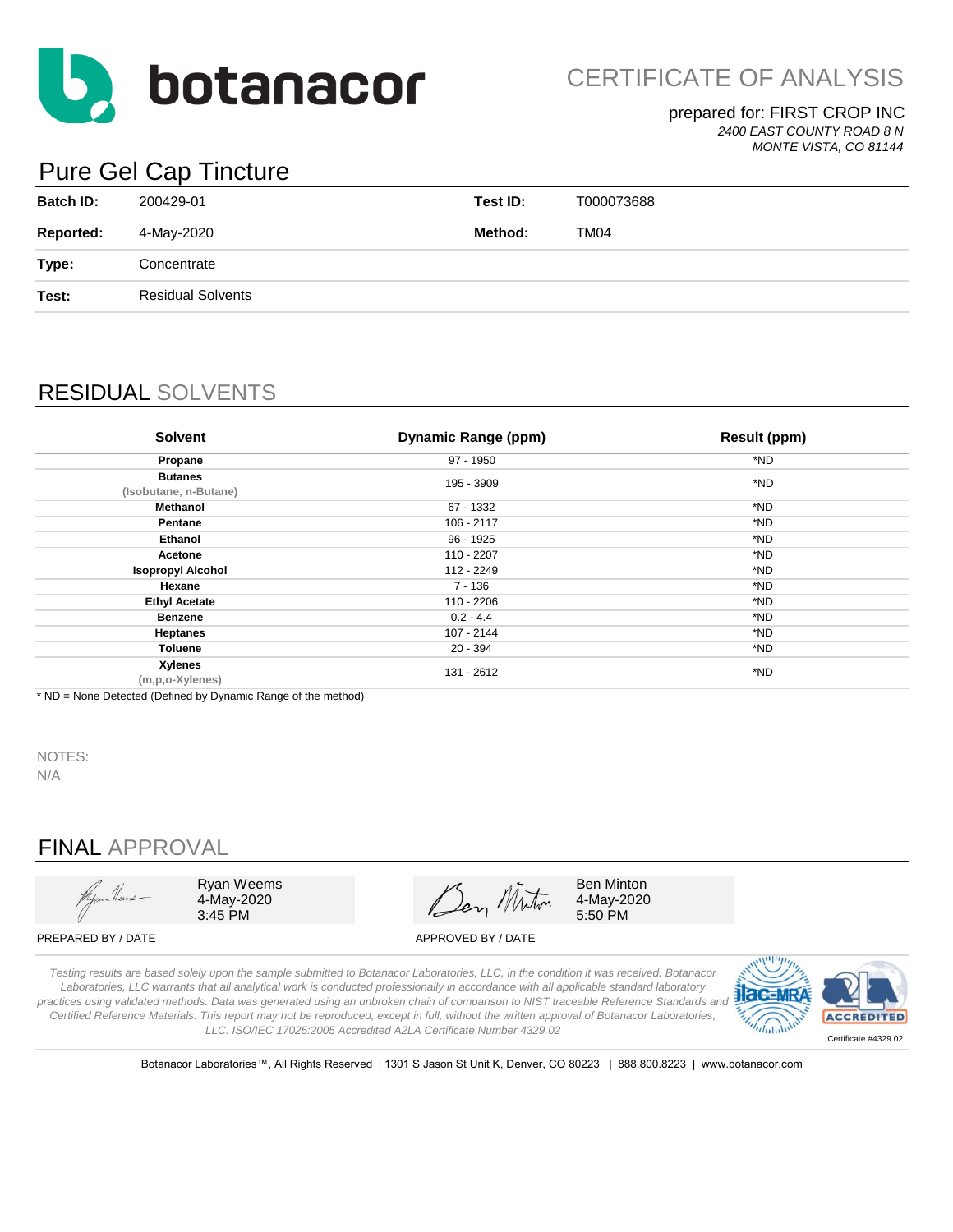# botanacor

CERTIFICATE OF ANALYSIS

prepared for: FIRST CROP INC
*2400 EAST COUNTY ROAD 8 N*
*MONTE VISTA, CO 81144*

## Pure Gel Cap Tincture

| | | | |
|---|---|---|---|
| **Batch ID:** | 200429-01 | **Test ID:** | T000073688 |
| **Reported:** | 4-May-2020 | **Method:** | TM04 |
| **Type:** | Concentrate | | |
| **Test:** | Residual Solvents | | |

## RESIDUAL SOLVENTS

| Solvent | Dynamic Range (ppm) | Result (ppm) |
|---|---|---|
| **Propane** | 97 - 1950 | *ND |
| **Butanes** (Isobutane, n-Butane) | 195 - 3909 | *ND |
| **Methanol** | 67 - 1332 | *ND |
| **Pentane** | 106 - 2117 | *ND |
| **Ethanol** | 96 - 1925 | *ND |
| **Acetone** | 110 - 2207 | *ND |
| **Isopropyl Alcohol** | 112 - 2249 | *ND |
| **Hexane** | 7 - 136 | *ND |
| **Ethyl Acetate** | 110 - 2206 | *ND |
| **Benzene** | 0.2 - 4.4 | *ND |
| **Heptanes** | 107 - 2144 | *ND |
| **Toluene** | 20 - 394 | *ND |
| **Xylenes** (m,p,o-Xylenes) | 131 - 2612 | *ND |

* ND = None Detected (Defined by Dynamic Range of the method)

NOTES:
N/A

## FINAL APPROVAL

| | |
|---|---|
| Ryan Weems<br>4-May-2020<br>3:45 PM | Ben Minton<br>4-May-2020<br>5:50 PM |
| PREPARED BY / DATE | APPROVED BY / DATE |

*Testing results are based solely upon the sample submitted to Botanacor Laboratories, LLC, in the condition it was received. Botanacor Laboratories, LLC warrants that all analytical work is conducted professionally in accordance with all applicable standard laboratory practices using validated methods. Data was generated using an unbroken chain of comparison to NIST traceable Reference Standards and Certified Reference Materials. This report may not be reproduced, except in full, without the written approval of Botanacor Laboratories, LLC. ISO/IEC 17025:2005 Accredited A2LA Certificate Number 4329.02*

Certificate #4329.02

Botanacor Laboratories™, All Rights Reserved | 1301 S Jason St Unit K, Denver, CO 80223 | 888.800.8223 | www.botanacor.com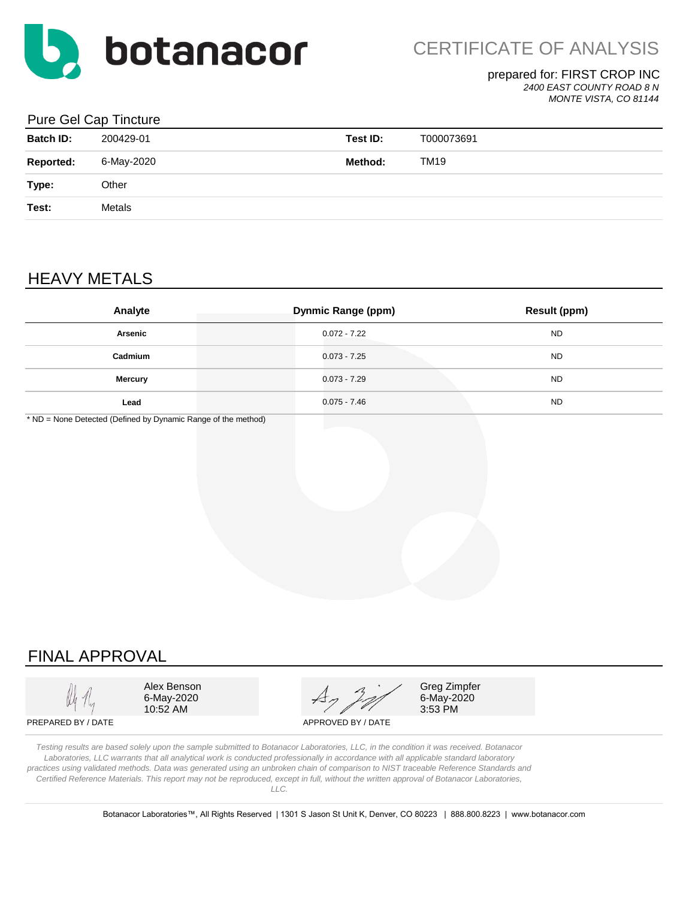# botanacor

CERTIFICATE OF ANALYSIS

prepared for: FIRST CROP INC
*2400 EAST COUNTY ROAD 8 N*
*MONTE VISTA, CO 81144*

## Pure Gel Cap Tincture

| | | | |
|---|---|---|---|
| **Batch ID:** | 200429-01 | **Test ID:** | T000073691 |
| **Reported:** | 6-May-2020 | **Method:** | TM19 |
| **Type:** | Other | | |
| **Test:** | Metals | | |

## HEAVY METALS

| Analyte | Dynmic Range (ppm) | Result (ppm) |
|---|---|---|
| **Arsenic** | 0.072 - 7.22 | ND |
| **Cadmium** | 0.073 - 7.25 | ND |
| **Mercury** | 0.073 - 7.29 | ND |
| **Lead** | 0.075 - 7.46 | ND |

* ND = None Detected (Defined by Dynamic Range of the method)

## FINAL APPROVAL

Alex Benson
6-May-2020
10:52 AM

PREPARED BY / DATE

Greg Zimpfer
6-May-2020
3:53 PM

APPROVED BY / DATE

*Testing results are based solely upon the sample submitted to Botanacor Laboratories, LLC, in the condition it was received. Botanacor Laboratories, LLC warrants that all analytical work is conducted professionally in accordance with all applicable standard laboratory practices using validated methods. Data was generated using an unbroken chain of comparison to NIST traceable Reference Standards and Certified Reference Materials. This report may not be reproduced, except in full, without the written approval of Botanacor Laboratories, LLC.*

Botanacor Laboratories™, All Rights Reserved | 1301 S Jason St Unit K, Denver, CO 80223 | 888.800.8223 | www.botanacor.com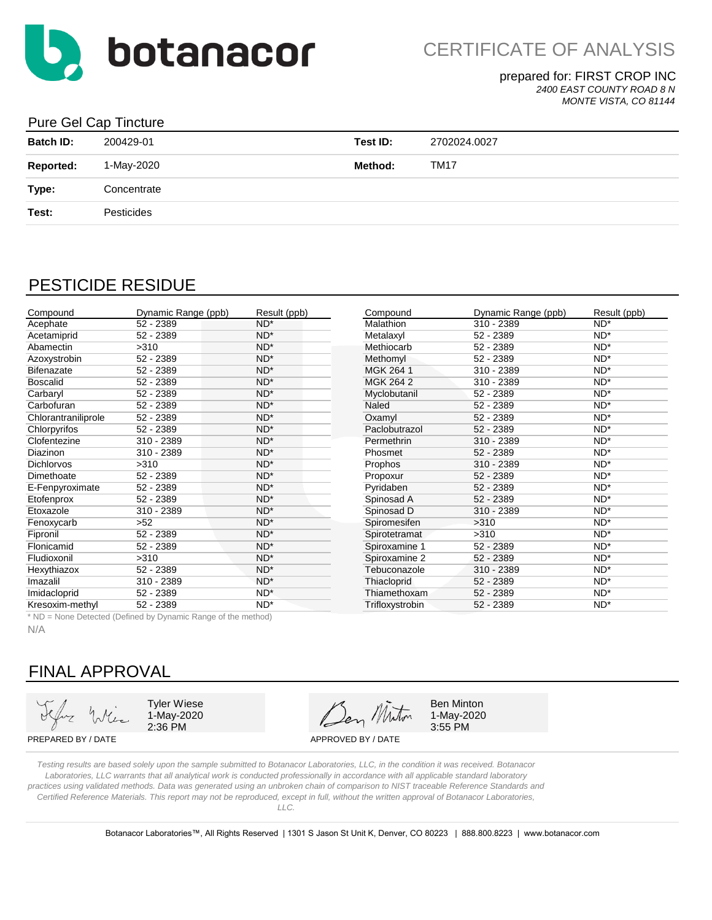# botanacor

## CERTIFICATE OF ANALYSIS

prepared for: FIRST CROP INC
*2400 EAST COUNTY ROAD 8 N*
*MONTE VISTA, CO 81144*

### Pure Gel Cap Tincture

| | | | |
|---|---|---|---|
| **Batch ID:** | 200429-01 | **Test ID:** | 2702024.0027 |
| **Reported:** | 1-May-2020 | **Method:** | TM17 |
| **Type:** | Concentrate | | |
| **Test:** | Pesticides | | |

## PESTICIDE RESIDUE

| Compound | Dynamic Range (ppb) | Result (ppb) |
|---|---|---|
| Acephate | 52 - 2389 | ND* |
| Acetamiprid | 52 - 2389 | ND* |
| Abamectin | >310 | ND* |
| Azoxystrobin | 52 - 2389 | ND* |
| Bifenazate | 52 - 2389 | ND* |
| Boscalid | 52 - 2389 | ND* |
| Carbaryl | 52 - 2389 | ND* |
| Carbofuran | 52 - 2389 | ND* |
| Chlorantraniliprole | 52 - 2389 | ND* |
| Chlorpyrifos | 52 - 2389 | ND* |
| Clofentezine | 310 - 2389 | ND* |
| Diazinon | 310 - 2389 | ND* |
| Dichlorvos | >310 | ND* |
| Dimethoate | 52 - 2389 | ND* |
| E-Fenpyroximate | 52 - 2389 | ND* |
| Etofenprox | 52 - 2389 | ND* |
| Etoxazole | 310 - 2389 | ND* |
| Fenoxycarb | >52 | ND* |
| Fipronil | 52 - 2389 | ND* |
| Flonicamid | 52 - 2389 | ND* |
| Fludioxonil | >310 | ND* |
| Hexythiazox | 52 - 2389 | ND* |
| Imazalil | 310 - 2389 | ND* |
| Imidacloprid | 52 - 2389 | ND* |
| Kresoxim-methyl | 52 - 2389 | ND* |
| Malathion | 310 - 2389 | ND* |
| Metalaxyl | 52 - 2389 | ND* |
| Methiocarb | 52 - 2389 | ND* |
| Methomyl | 52 - 2389 | ND* |
| MGK 264 1 | 310 - 2389 | ND* |
| MGK 264 2 | 310 - 2389 | ND* |
| Myclobutanil | 52 - 2389 | ND* |
| Naled | 52 - 2389 | ND* |
| Oxamyl | 52 - 2389 | ND* |
| Paclobutrazol | 52 - 2389 | ND* |
| Permethrin | 310 - 2389 | ND* |
| Phosmet | 52 - 2389 | ND* |
| Prophos | 310 - 2389 | ND* |
| Propoxur | 52 - 2389 | ND* |
| Pyridaben | 52 - 2389 | ND* |
| Spinosad A | 52 - 2389 | ND* |
| Spinosad D | 310 - 2389 | ND* |
| Spiromesifen | >310 | ND* |
| Spirotetramat | >310 | ND* |
| Spiroxamine 1 | 52 - 2389 | ND* |
| Spiroxamine 2 | 52 - 2389 | ND* |
| Tebuconazole | 310 - 2389 | ND* |
| Thiacloprid | 52 - 2389 | ND* |
| Thiamethoxam | 52 - 2389 | ND* |
| Trifloxystrobin | 52 - 2389 | ND* |

* ND = None Detected (Defined by Dynamic Range of the method)

N/A

## FINAL APPROVAL

Tyler Wiese
1-May-2020
2:36 PM

PREPARED BY / DATE

Ben Minton
1-May-2020
3:55 PM

APPROVED BY / DATE

*Testing results are based solely upon the sample submitted to Botanacor Laboratories, LLC, in the condition it was received. Botanacor Laboratories, LLC warrants that all analytical work is conducted professionally in accordance with all applicable standard laboratory practices using validated methods. Data was generated using an unbroken chain of comparison to NIST traceable Reference Standards and Certified Reference Materials. This report may not be reproduced, except in full, without the written approval of Botanacor Laboratories, LLC.*

Botanacor Laboratories™, All Rights Reserved | 1301 S Jason St Unit K, Denver, CO 80223 | 888.800.8223 | www.botanacor.com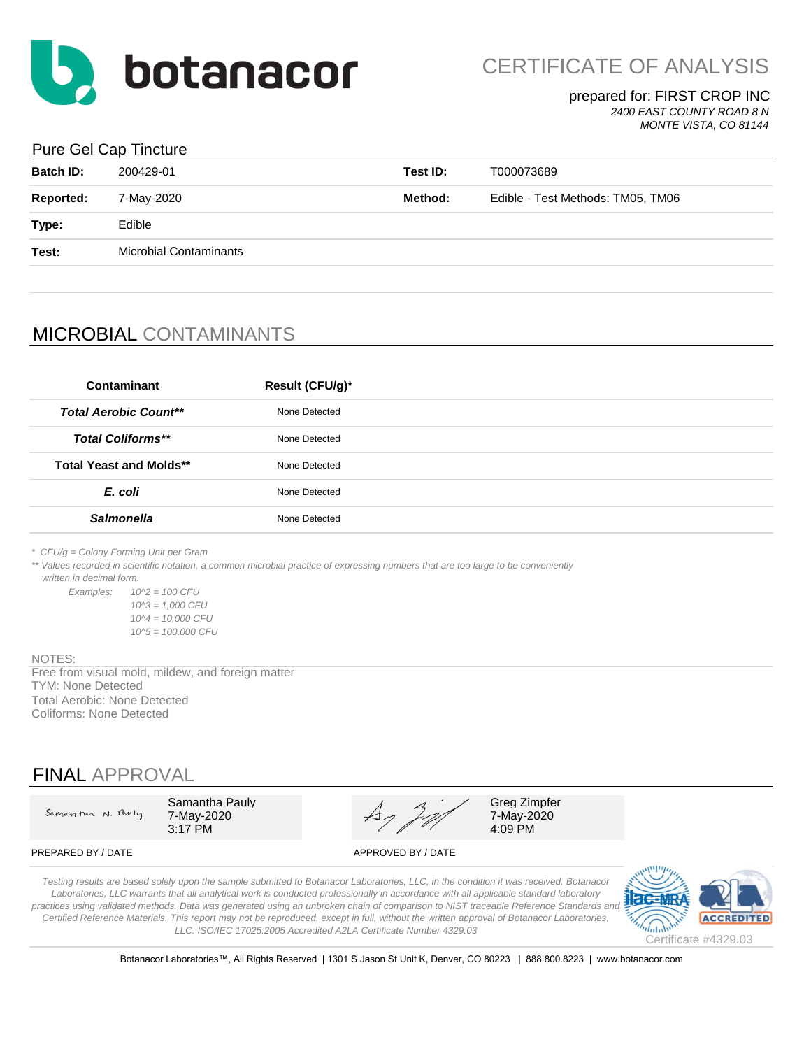botanacor

# CERTIFICATE OF ANALYSIS

prepared for: FIRST CROP INC
*2400 EAST COUNTY ROAD 8 N*
*MONTE VISTA, CO 81144*

## Pure Gel Cap Tincture

| | | | |
|---|---|---|---|
| **Batch ID:** | 200429-01 | **Test ID:** | T000073689 |
| **Reported:** | 7-May-2020 | **Method:** | Edible - Test Methods: TM05, TM06 |
| **Type:** | Edible | | |
| **Test:** | Microbial Contaminants | | |

## MICROBIAL CONTAMINANTS

| Contaminant | Result (CFU/g)* |
|---|---|
| ***Total Aerobic Count*** | None Detected |
| ***Total Coliforms*** | None Detected |
| **Total Yeast and Molds** | None Detected |
| ***E. coli*** | None Detected |
| ***Salmonella*** | None Detected |

*\* CFU/g = Colony Forming Unit per Gram*

*\*\* Values recorded in scientific notation, a common microbial practice of expressing numbers that are too large to be conveniently written in decimal form.*

*Examples:*
*10^2 = 100 CFU*
*10^3 = 1,000 CFU*
*10^4 = 10,000 CFU*
*10^5 = 100,000 CFU*

NOTES:
Free from visual mold, mildew, and foreign matter
TYM: None Detected
Total Aerobic: None Detected
Coliforms: None Detected

## FINAL APPROVAL

| PREPARED BY / DATE | | APPROVED BY / DATE | |
|---|---|---|---|
| Samantha N. Pauly (signature) | Samantha Pauly<br>7-May-2020<br>3:17 PM | (signature) | Greg Zimpfer<br>7-May-2020<br>4:09 PM |

*Testing results are based solely upon the sample submitted to Botanacor Laboratories, LLC, in the condition it was received. Botanacor Laboratories, LLC warrants that all analytical work is conducted professionally in accordance with all applicable standard laboratory practices using validated methods. Data was generated using an unbroken chain of comparison to NIST traceable Reference Standards and Certified Reference Materials. This report may not be reproduced, except in full, without the written approval of Botanacor Laboratories, LLC. ISO/IEC 17025:2005 Accredited A2LA Certificate Number 4329.03*

ilac-MRA A2LA ACCREDITED
Certificate #4329.03

Botanacor Laboratories™, All Rights Reserved | 1301 S Jason St Unit K, Denver, CO 80223 | 888.800.8223 | www.botanacor.com